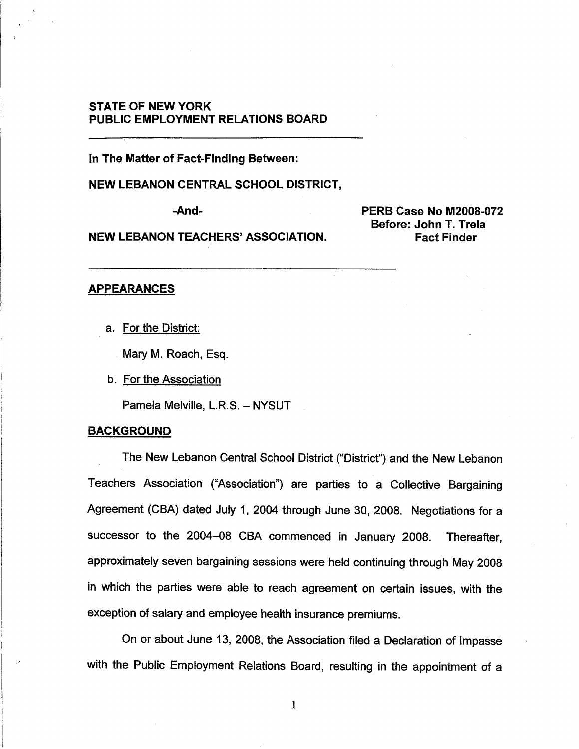**STATE OF NEW YORK**
**PUBLIC EMPLOYMENT RELATIONS BOARD**

---

**In The Matter of Fact-Finding Between:**

**NEW LEBANON CENTRAL SCHOOL DISTRICT,**

**-And-**

**NEW LEBANON TEACHERS' ASSOCIATION.**

**PERB Case No M2008-072**
**Before: John T. Trela**
**Fact Finder**

---

## APPEARANCES

a. For the District:

   Mary M. Roach, Esq.

b. For the Association

   Pamela Melville, L.R.S. – NYSUT

## BACKGROUND

The New Lebanon Central School District ("District") and the New Lebanon Teachers Association ("Association") are parties to a Collective Bargaining Agreement (CBA) dated July 1, 2004 through June 30, 2008. Negotiations for a successor to the 2004–08 CBA commenced in January 2008. Thereafter, approximately seven bargaining sessions were held continuing through May 2008 in which the parties were able to reach agreement on certain issues, with the exception of salary and employee health insurance premiums.

On or about June 13, 2008, the Association filed a Declaration of Impasse with the Public Employment Relations Board, resulting in the appointment of a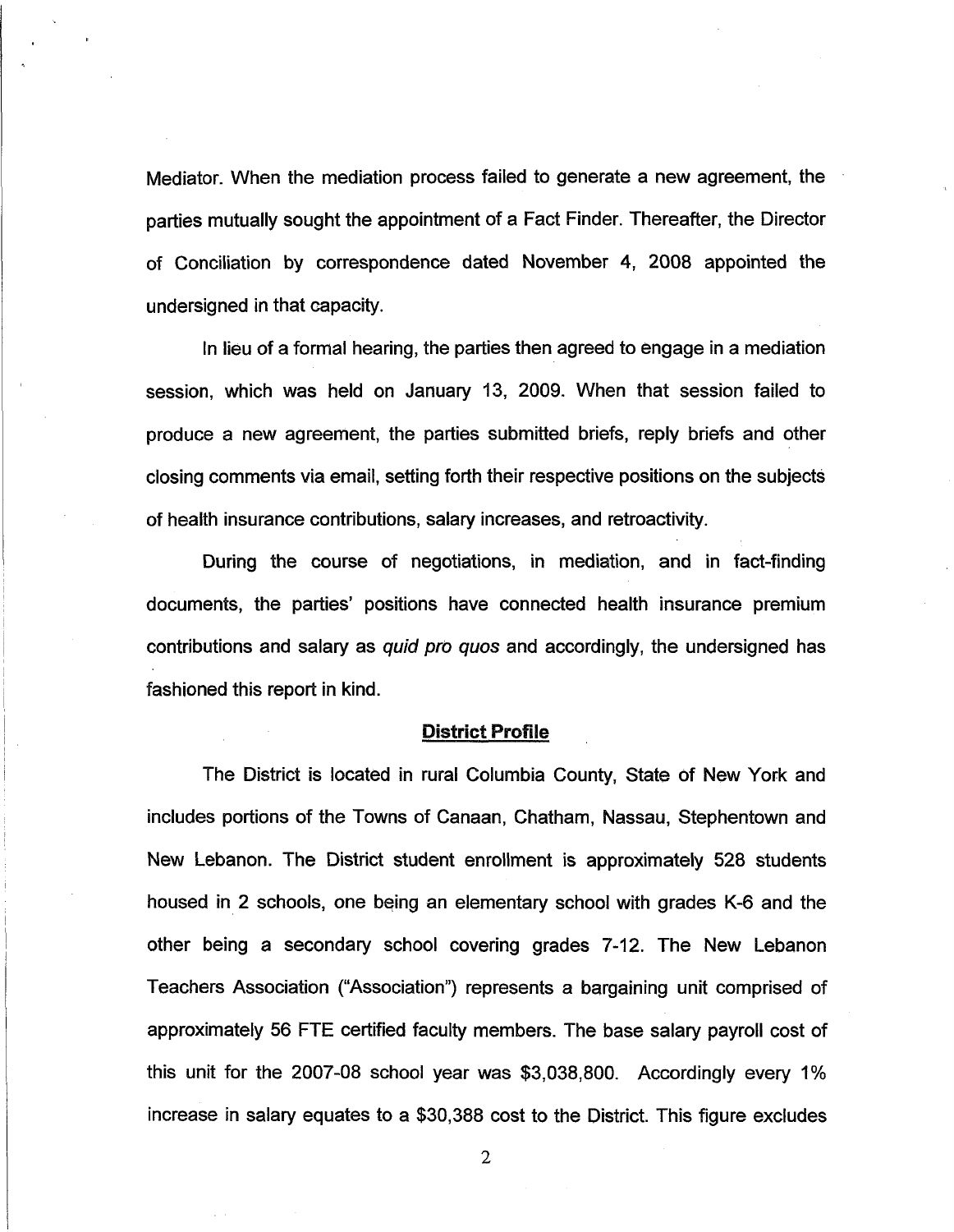Mediator. When the mediation process failed to generate a new agreement, the parties mutually sought the appointment of a Fact Finder. Thereafter, the Director of Conciliation by correspondence dated November 4, 2008 appointed the undersigned in that capacity.

In lieu of a formal hearing, the parties then agreed to engage in a mediation session, which was held on January 13, 2009. When that session failed to produce a new agreement, the parties submitted briefs, reply briefs and other closing comments via email, setting forth their respective positions on the subjects of health insurance contributions, salary increases, and retroactivity.

During the course of negotiations, in mediation, and in fact-finding documents, the parties' positions have connected health insurance premium contributions and salary as *quid pro quos* and accordingly, the undersigned has fashioned this report in kind.

## District Profile

The District is located in rural Columbia County, State of New York and includes portions of the Towns of Canaan, Chatham, Nassau, Stephentown and New Lebanon. The District student enrollment is approximately 528 students housed in 2 schools, one being an elementary school with grades K-6 and the other being a secondary school covering grades 7-12. The New Lebanon Teachers Association ("Association") represents a bargaining unit comprised of approximately 56 FTE certified faculty members. The base salary payroll cost of this unit for the 2007-08 school year was $3,038,800. Accordingly every 1% increase in salary equates to a $30,388 cost to the District. This figure excludes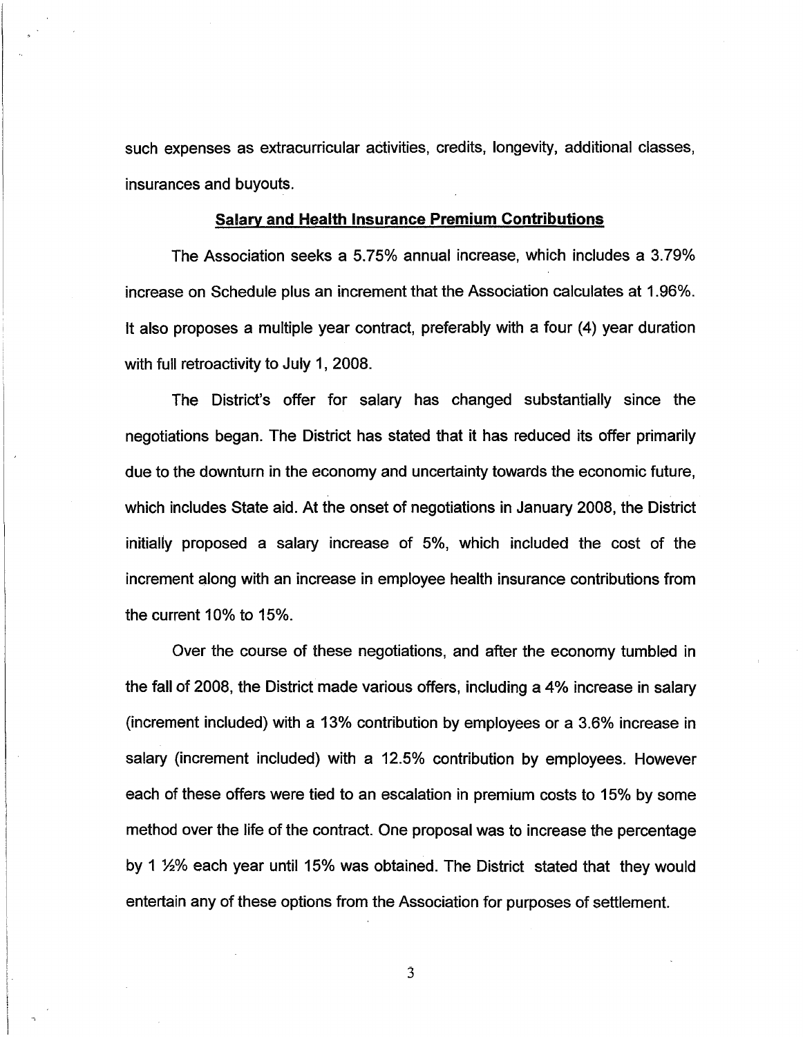such expenses as extracurricular activities, credits, longevity, additional classes, insurances and buyouts.

## Salary and Health Insurance Premium Contributions

The Association seeks a 5.75% annual increase, which includes a 3.79% increase on Schedule plus an increment that the Association calculates at 1.96%. It also proposes a multiple year contract, preferably with a four (4) year duration with full retroactivity to July 1, 2008.

The District's offer for salary has changed substantially since the negotiations began. The District has stated that it has reduced its offer primarily due to the downturn in the economy and uncertainty towards the economic future, which includes State aid. At the onset of negotiations in January 2008, the District initially proposed a salary increase of 5%, which included the cost of the increment along with an increase in employee health insurance contributions from the current 10% to 15%.

Over the course of these negotiations, and after the economy tumbled in the fall of 2008, the District made various offers, including a 4% increase in salary (increment included) with a 13% contribution by employees or a 3.6% increase in salary (increment included) with a 12.5% contribution by employees. However each of these offers were tied to an escalation in premium costs to 15% by some method over the life of the contract. One proposal was to increase the percentage by 1 ½% each year until 15% was obtained. The District stated that they would entertain any of these options from the Association for purposes of settlement.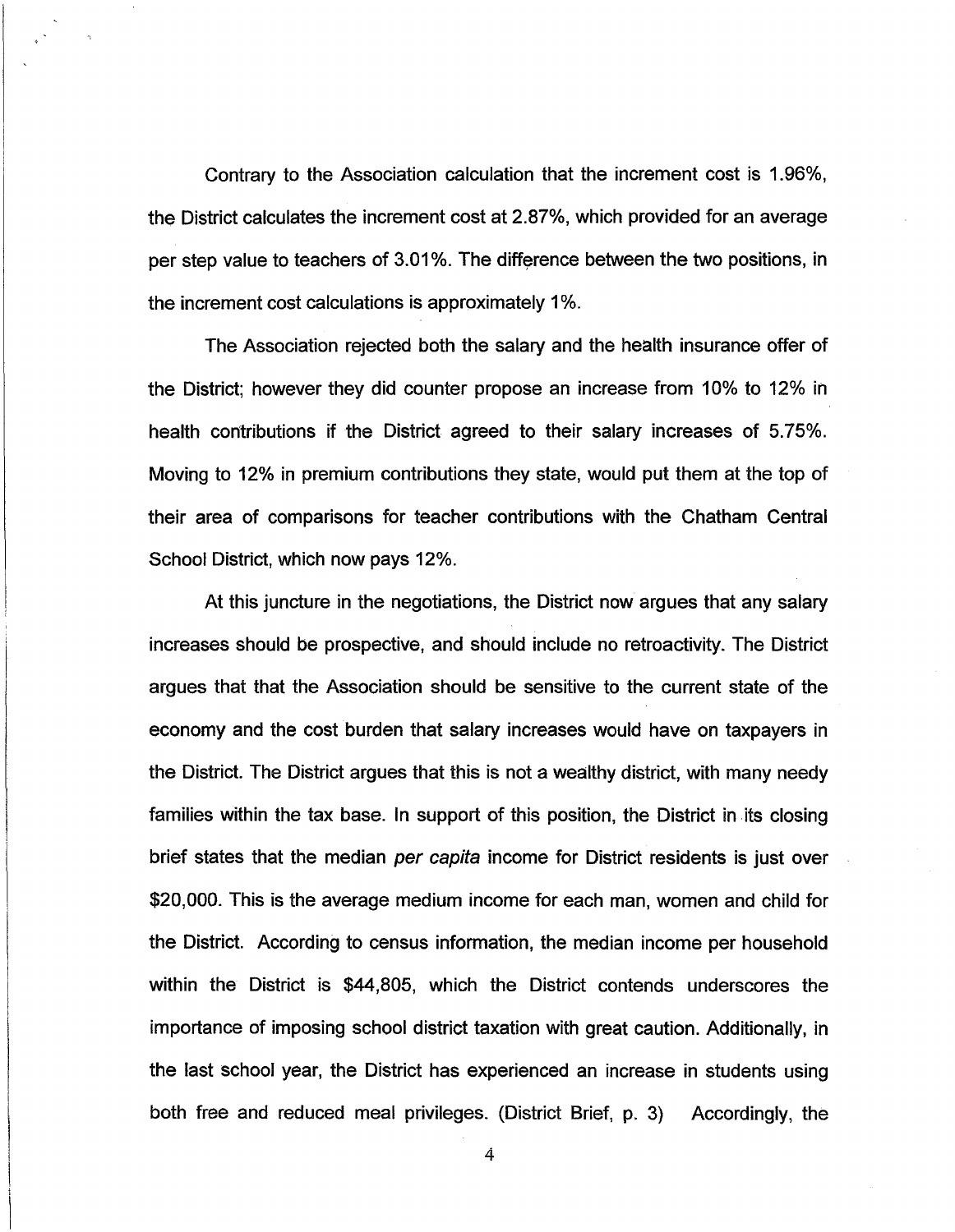Contrary to the Association calculation that the increment cost is 1.96%, the District calculates the increment cost at 2.87%, which provided for an average per step value to teachers of 3.01%. The difference between the two positions, in the increment cost calculations is approximately 1%.

The Association rejected both the salary and the health insurance offer of the District; however they did counter propose an increase from 10% to 12% in health contributions if the District agreed to their salary increases of 5.75%. Moving to 12% in premium contributions they state, would put them at the top of their area of comparisons for teacher contributions with the Chatham Central School District, which now pays 12%.

At this juncture in the negotiations, the District now argues that any salary increases should be prospective, and should include no retroactivity. The District argues that that the Association should be sensitive to the current state of the economy and the cost burden that salary increases would have on taxpayers in the District. The District argues that this is not a wealthy district, with many needy families within the tax base. In support of this position, the District in its closing brief states that the median *per capita* income for District residents is just over $20,000. This is the average medium income for each man, women and child for the District. According to census information, the median income per household within the District is $44,805, which the District contends underscores the importance of imposing school district taxation with great caution. Additionally, in the last school year, the District has experienced an increase in students using both free and reduced meal privileges. (District Brief, p. 3) Accordingly, the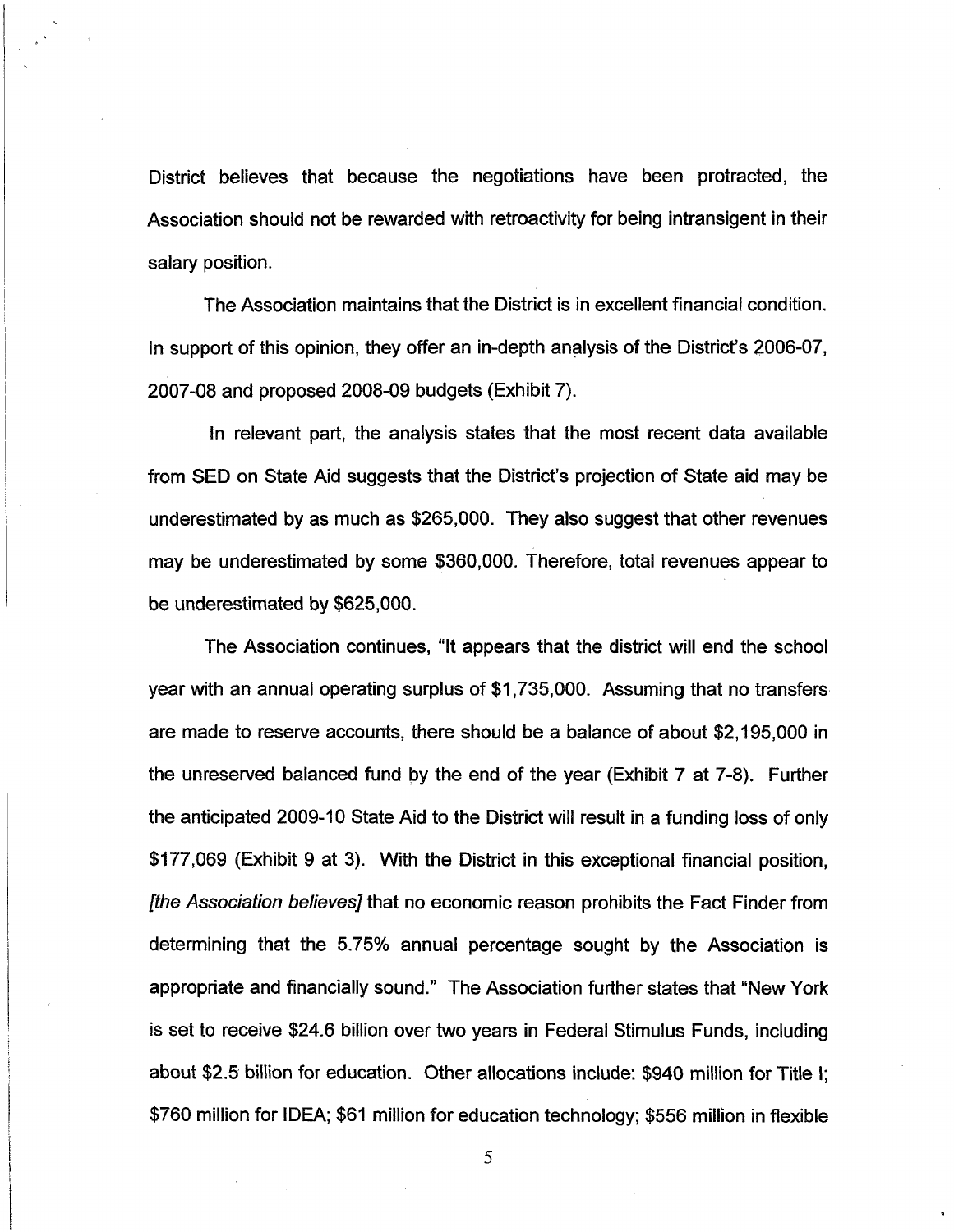District believes that because the negotiations have been protracted, the Association should not be rewarded with retroactivity for being intransigent in their salary position.

The Association maintains that the District is in excellent financial condition. In support of this opinion, they offer an in-depth analysis of the District's 2006-07, 2007-08 and proposed 2008-09 budgets (Exhibit 7).

In relevant part, the analysis states that the most recent data available from SED on State Aid suggests that the District's projection of State aid may be underestimated by as much as $265,000. They also suggest that other revenues may be underestimated by some $360,000. Therefore, total revenues appear to be underestimated by $625,000.

The Association continues, "It appears that the district will end the school year with an annual operating surplus of $1,735,000. Assuming that no transfers are made to reserve accounts, there should be a balance of about $2,195,000 in the unreserved balanced fund by the end of the year (Exhibit 7 at 7-8). Further the anticipated 2009-10 State Aid to the District will result in a funding loss of only $177,069 (Exhibit 9 at 3). With the District in this exceptional financial position, *[the Association believes]* that no economic reason prohibits the Fact Finder from determining that the 5.75% annual percentage sought by the Association is appropriate and financially sound." The Association further states that "New York is set to receive $24.6 billion over two years in Federal Stimulus Funds, including about $2.5 billion for education. Other allocations include: $940 million for Title I; $760 million for IDEA; $61 million for education technology; $556 million in flexible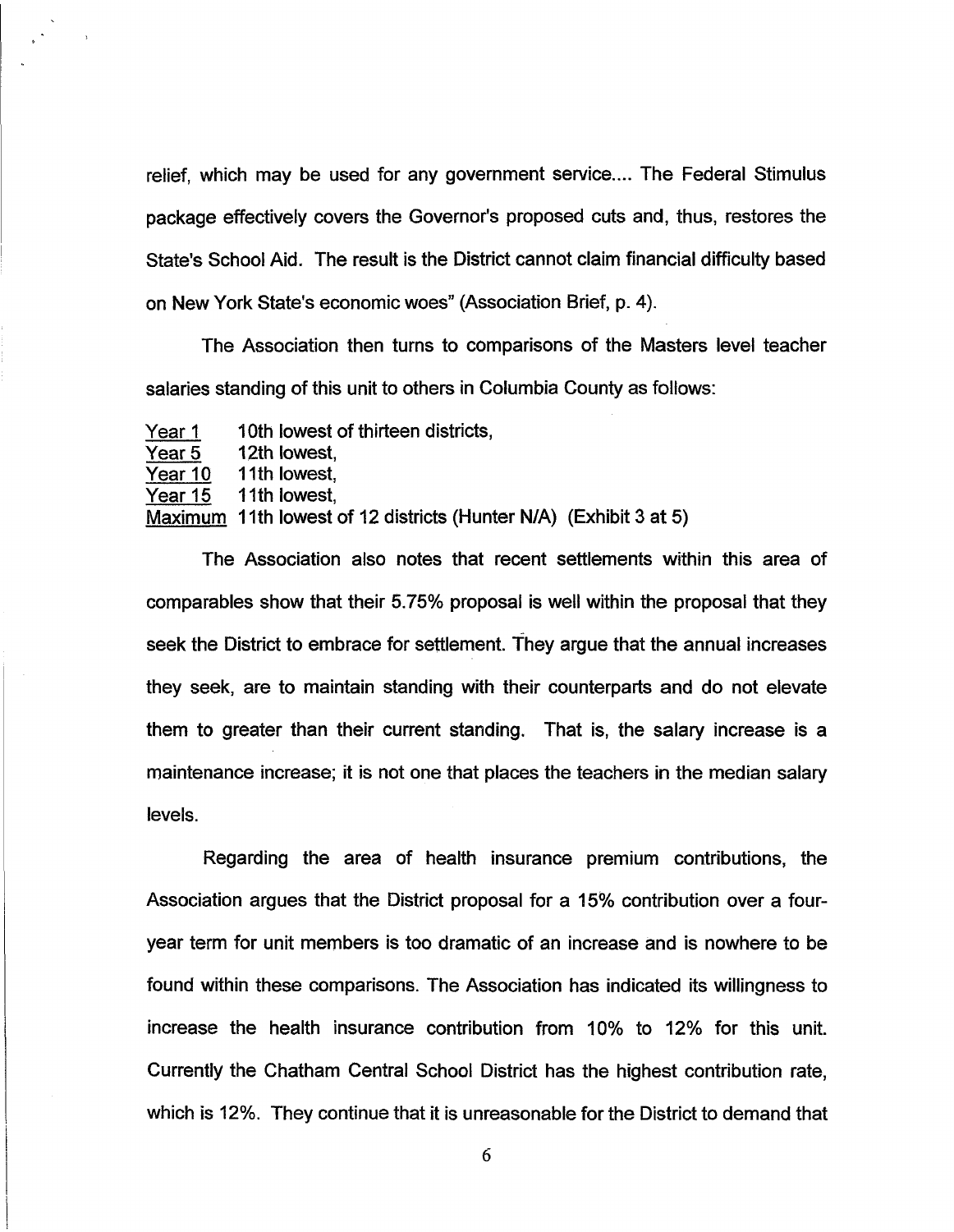relief, which may be used for any government service.... The Federal Stimulus package effectively covers the Governor's proposed cuts and, thus, restores the State's School Aid. The result is the District cannot claim financial difficulty based on New York State's economic woes" (Association Brief, p. 4).

The Association then turns to comparisons of the Masters level teacher salaries standing of this unit to others in Columbia County as follows:

Year 1 10th lowest of thirteen districts,
Year 5 12th lowest,
Year 10 11th lowest,
Year 15 11th lowest,
Maximum 11th lowest of 12 districts (Hunter N/A) (Exhibit 3 at 5)

The Association also notes that recent settlements within this area of comparables show that their 5.75% proposal is well within the proposal that they seek the District to embrace for settlement. They argue that the annual increases they seek, are to maintain standing with their counterparts and do not elevate them to greater than their current standing. That is, the salary increase is a maintenance increase; it is not one that places the teachers in the median salary levels.

Regarding the area of health insurance premium contributions, the Association argues that the District proposal for a 15% contribution over a four-year term for unit members is too dramatic of an increase and is nowhere to be found within these comparisons. The Association has indicated its willingness to increase the health insurance contribution from 10% to 12% for this unit. Currently the Chatham Central School District has the highest contribution rate, which is 12%. They continue that it is unreasonable for the District to demand that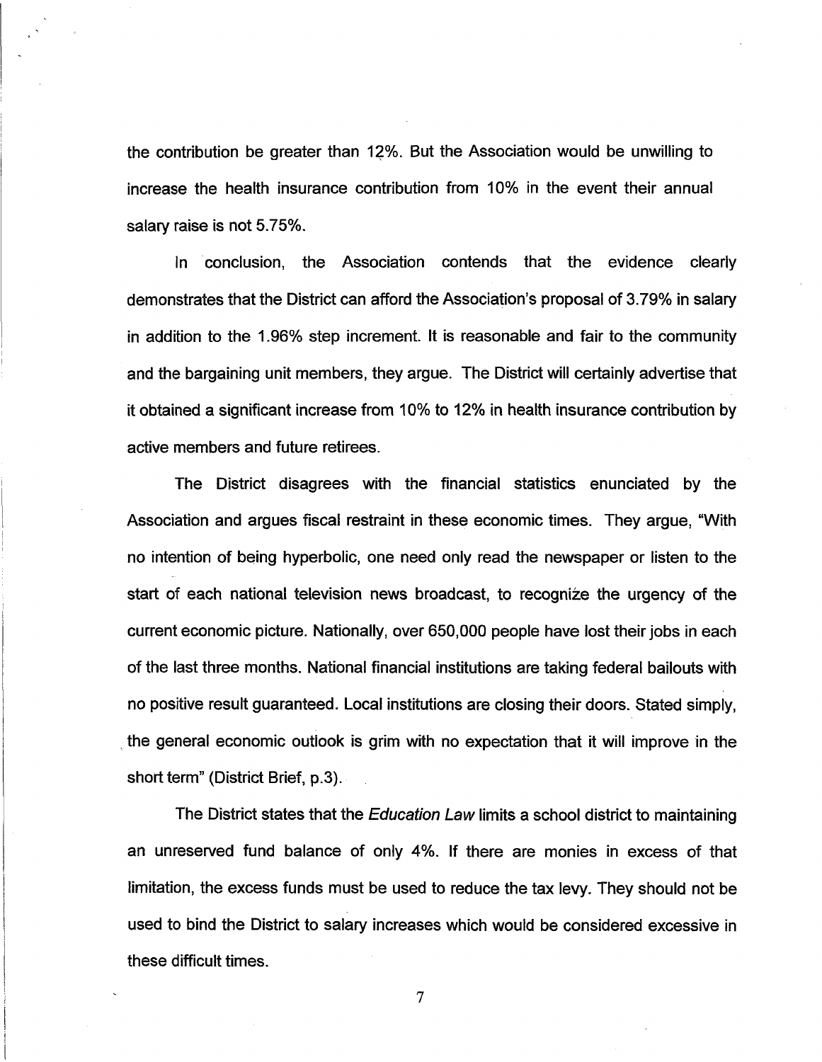the contribution be greater than 12%. But the Association would be unwilling to increase the health insurance contribution from 10% in the event their annual salary raise is not 5.75%.

In conclusion, the Association contends that the evidence clearly demonstrates that the District can afford the Association's proposal of 3.79% in salary in addition to the 1.96% step increment. It is reasonable and fair to the community and the bargaining unit members, they argue. The District will certainly advertise that it obtained a significant increase from 10% to 12% in health insurance contribution by active members and future retirees.

The District disagrees with the financial statistics enunciated by the Association and argues fiscal restraint in these economic times. They argue, "With no intention of being hyperbolic, one need only read the newspaper or listen to the start of each national television news broadcast, to recognize the urgency of the current economic picture. Nationally, over 650,000 people have lost their jobs in each of the last three months. National financial institutions are taking federal bailouts with no positive result guaranteed. Local institutions are closing their doors. Stated simply, the general economic outlook is grim with no expectation that it will improve in the short term" (District Brief, p.3).

The District states that the *Education Law* limits a school district to maintaining an unreserved fund balance of only 4%. If there are monies in excess of that limitation, the excess funds must be used to reduce the tax levy. They should not be used to bind the District to salary increases which would be considered excessive in these difficult times.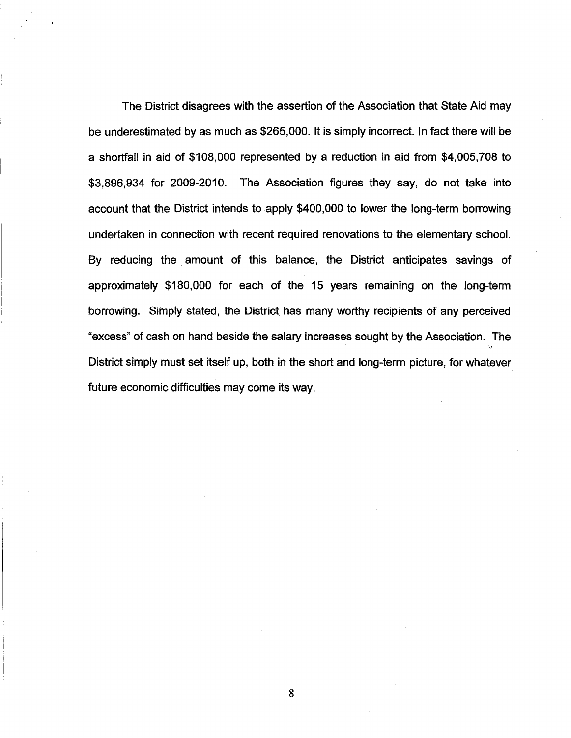The District disagrees with the assertion of the Association that State Aid may be underestimated by as much as $265,000. It is simply incorrect. In fact there will be a shortfall in aid of $108,000 represented by a reduction in aid from $4,005,708 to $3,896,934 for 2009-2010. The Association figures they say, do not take into account that the District intends to apply $400,000 to lower the long-term borrowing undertaken in connection with recent required renovations to the elementary school. By reducing the amount of this balance, the District anticipates savings of approximately $180,000 for each of the 15 years remaining on the long-term borrowing. Simply stated, the District has many worthy recipients of any perceived "excess" of cash on hand beside the salary increases sought by the Association. The District simply must set itself up, both in the short and long-term picture, for whatever future economic difficulties may come its way.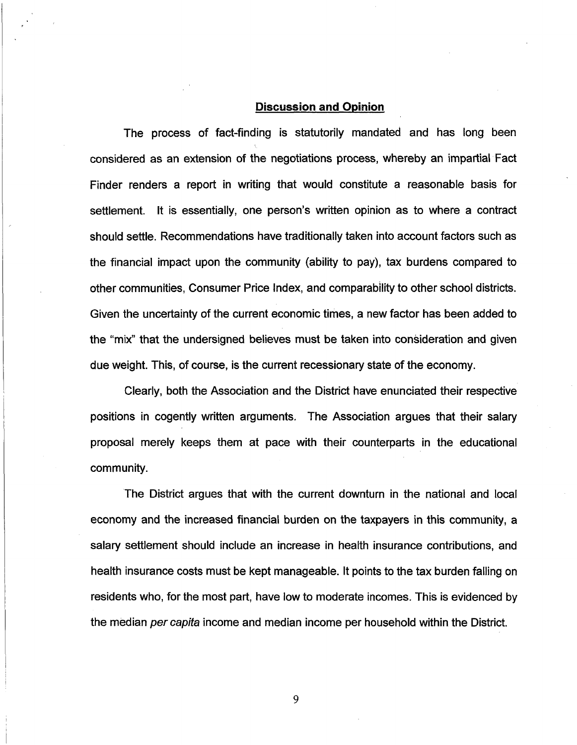## Discussion and Opinion

The process of fact-finding is statutorily mandated and has long been considered as an extension of the negotiations process, whereby an impartial Fact Finder renders a report in writing that would constitute a reasonable basis for settlement. It is essentially, one person's written opinion as to where a contract should settle. Recommendations have traditionally taken into account factors such as the financial impact upon the community (ability to pay), tax burdens compared to other communities, Consumer Price Index, and comparability to other school districts. Given the uncertainty of the current economic times, a new factor has been added to the "mix" that the undersigned believes must be taken into consideration and given due weight. This, of course, is the current recessionary state of the economy.

Clearly, both the Association and the District have enunciated their respective positions in cogently written arguments. The Association argues that their salary proposal merely keeps them at pace with their counterparts in the educational community.

The District argues that with the current downturn in the national and local economy and the increased financial burden on the taxpayers in this community, a salary settlement should include an increase in health insurance contributions, and health insurance costs must be kept manageable. It points to the tax burden falling on residents who, for the most part, have low to moderate incomes. This is evidenced by the median *per capita* income and median income per household within the District.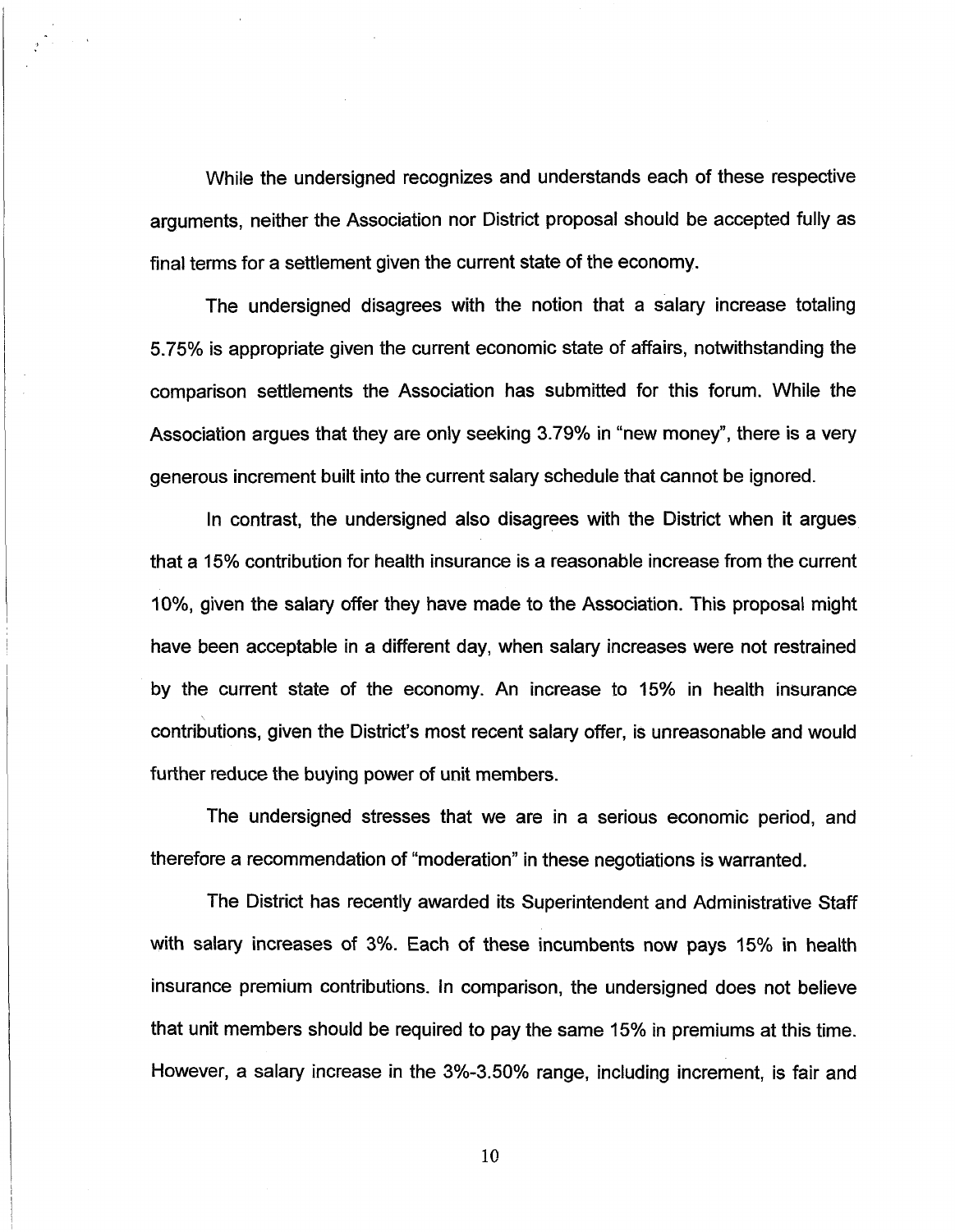While the undersigned recognizes and understands each of these respective arguments, neither the Association nor District proposal should be accepted fully as final terms for a settlement given the current state of the economy.

The undersigned disagrees with the notion that a salary increase totaling 5.75% is appropriate given the current economic state of affairs, notwithstanding the comparison settlements the Association has submitted for this forum. While the Association argues that they are only seeking 3.79% in "new money", there is a very generous increment built into the current salary schedule that cannot be ignored.

In contrast, the undersigned also disagrees with the District when it argues that a 15% contribution for health insurance is a reasonable increase from the current 10%, given the salary offer they have made to the Association. This proposal might have been acceptable in a different day, when salary increases were not restrained by the current state of the economy. An increase to 15% in health insurance contributions, given the District's most recent salary offer, is unreasonable and would further reduce the buying power of unit members.

The undersigned stresses that we are in a serious economic period, and therefore a recommendation of "moderation" in these negotiations is warranted.

The District has recently awarded its Superintendent and Administrative Staff with salary increases of 3%. Each of these incumbents now pays 15% in health insurance premium contributions. In comparison, the undersigned does not believe that unit members should be required to pay the same 15% in premiums at this time. However, a salary increase in the 3%-3.50% range, including increment, is fair and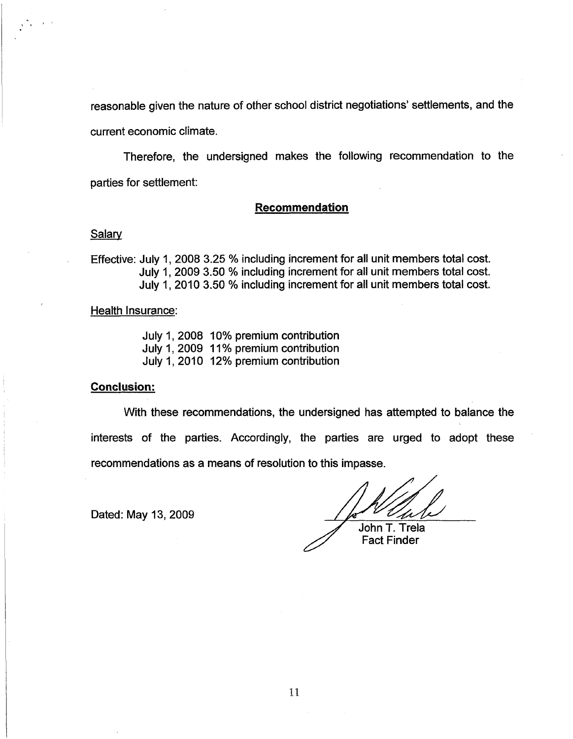reasonable given the nature of other school district negotiations' settlements, and the current economic climate.

Therefore, the undersigned makes the following recommendation to the parties for settlement:

## **Recommendation**

Salary

Effective: July 1, 2008 3.25 % including increment for all unit members total cost.
July 1, 2009 3.50 % including increment for all unit members total cost.
July 1, 2010 3.50 % including increment for all unit members total cost.

Health Insurance:

July 1, 2008 10% premium contribution
July 1, 2009 11% premium contribution
July 1, 2010 12% premium contribution

**Conclusion:**

With these recommendations, the undersigned has attempted to balance the interests of the parties. Accordingly, the parties are urged to adopt these recommendations as a means of resolution to this impasse.

Dated: May 13, 2009

John T. Trela
Fact Finder